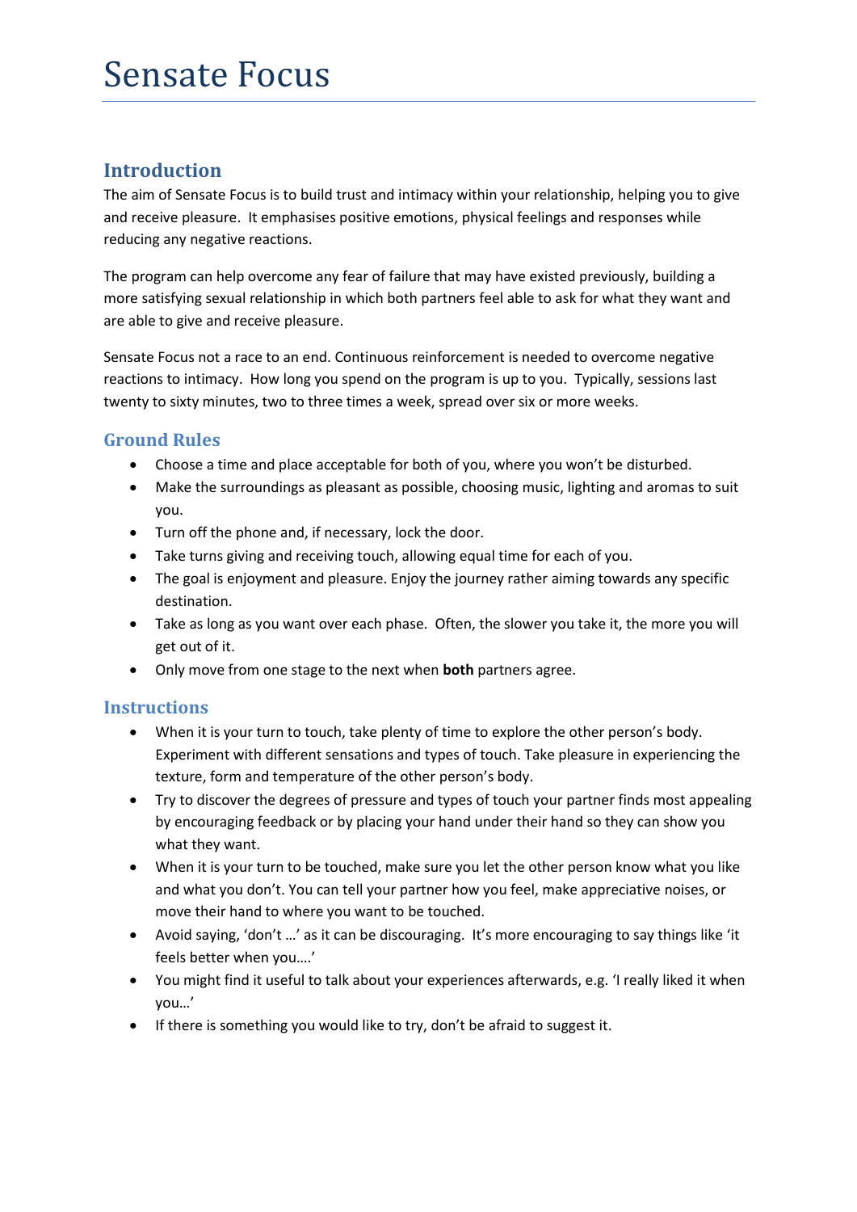# Sensate Focus

## Introduction

The aim of Sensate Focus is to build trust and intimacy within your relationship, helping you to give and receive pleasure. It emphasises positive emotions, physical feelings and responses while reducing any negative reactions.

The program can help overcome any fear of failure that may have existed previously, building a more satisfying sexual relationship in which both partners feel able to ask for what they want and are able to give and receive pleasure.

Sensate Focus not a race to an end. Continuous reinforcement is needed to overcome negative reactions to intimacy. How long you spend on the program is up to you. Typically, sessions last twenty to sixty minutes, two to three times a week, spread over six or more weeks.

### Ground Rules

- Choose a time and place acceptable for both of you, where you won't be disturbed.
- Make the surroundings as pleasant as possible, choosing music, lighting and aromas to suit you.
- Turn off the phone and, if necessary, lock the door.
- Take turns giving and receiving touch, allowing equal time for each of you.
- The goal is enjoyment and pleasure. Enjoy the journey rather aiming towards any specific destination.
- Take as long as you want over each phase. Often, the slower you take it, the more you will get out of it.
- Only move from one stage to the next when **both** partners agree.

### Instructions

- When it is your turn to touch, take plenty of time to explore the other person's body. Experiment with different sensations and types of touch. Take pleasure in experiencing the texture, form and temperature of the other person's body.
- Try to discover the degrees of pressure and types of touch your partner finds most appealing by encouraging feedback or by placing your hand under their hand so they can show you what they want.
- When it is your turn to be touched, make sure you let the other person know what you like and what you don't. You can tell your partner how you feel, make appreciative noises, or move their hand to where you want to be touched.
- Avoid saying, 'don't …' as it can be discouraging. It's more encouraging to say things like 'it feels better when you….'
- You might find it useful to talk about your experiences afterwards, e.g. 'I really liked it when you…'
- If there is something you would like to try, don't be afraid to suggest it.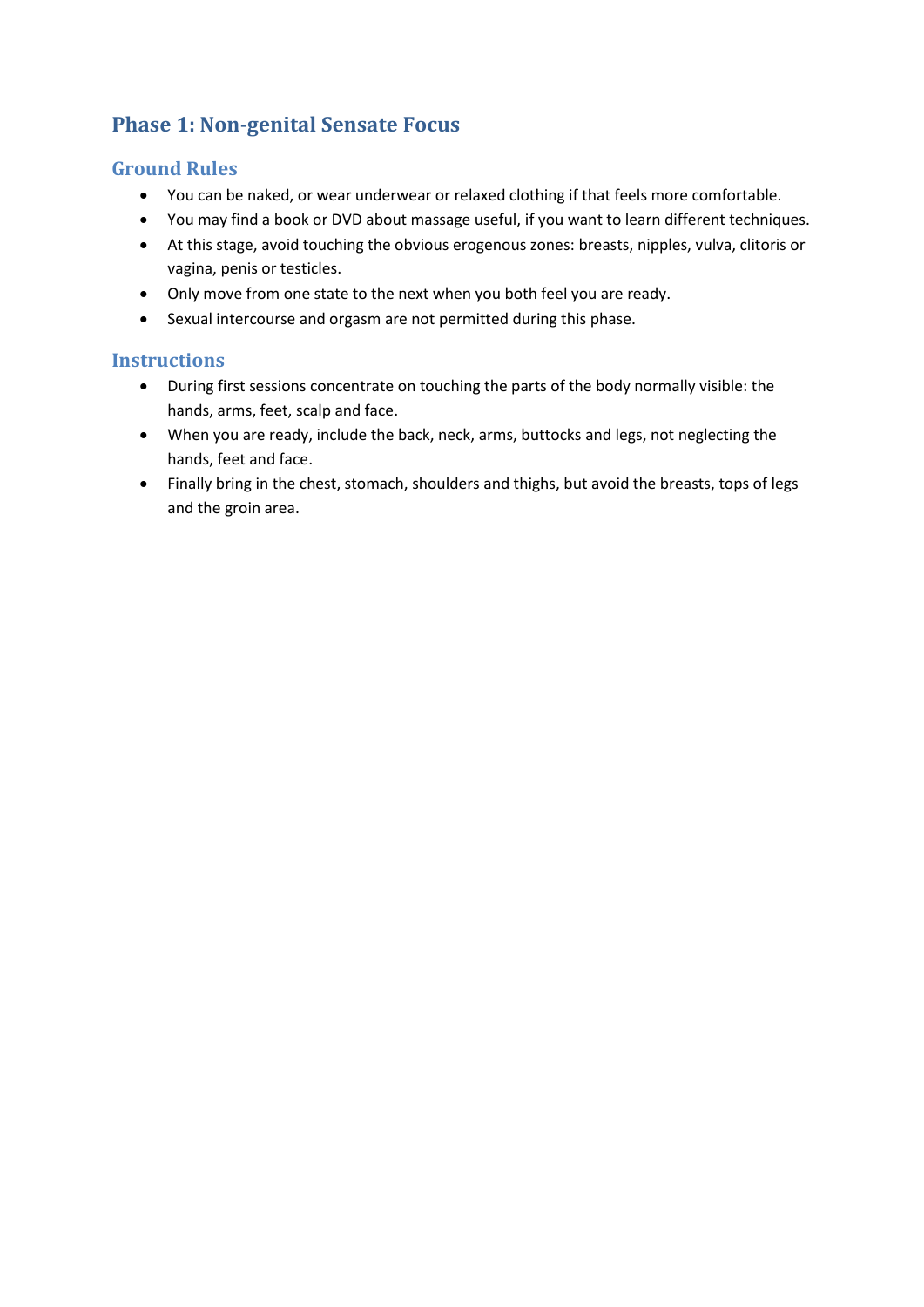## Phase 1: Non-genital Sensate Focus

### Ground Rules

- You can be naked, or wear underwear or relaxed clothing if that feels more comfortable.
- You may find a book or DVD about massage useful, if you want to learn different techniques.
- At this stage, avoid touching the obvious erogenous zones: breasts, nipples, vulva, clitoris or vagina, penis or testicles.
- Only move from one state to the next when you both feel you are ready.
- Sexual intercourse and orgasm are not permitted during this phase.

### Instructions

- During first sessions concentrate on touching the parts of the body normally visible: the hands, arms, feet, scalp and face.
- When you are ready, include the back, neck, arms, buttocks and legs, not neglecting the hands, feet and face.
- Finally bring in the chest, stomach, shoulders and thighs, but avoid the breasts, tops of legs and the groin area.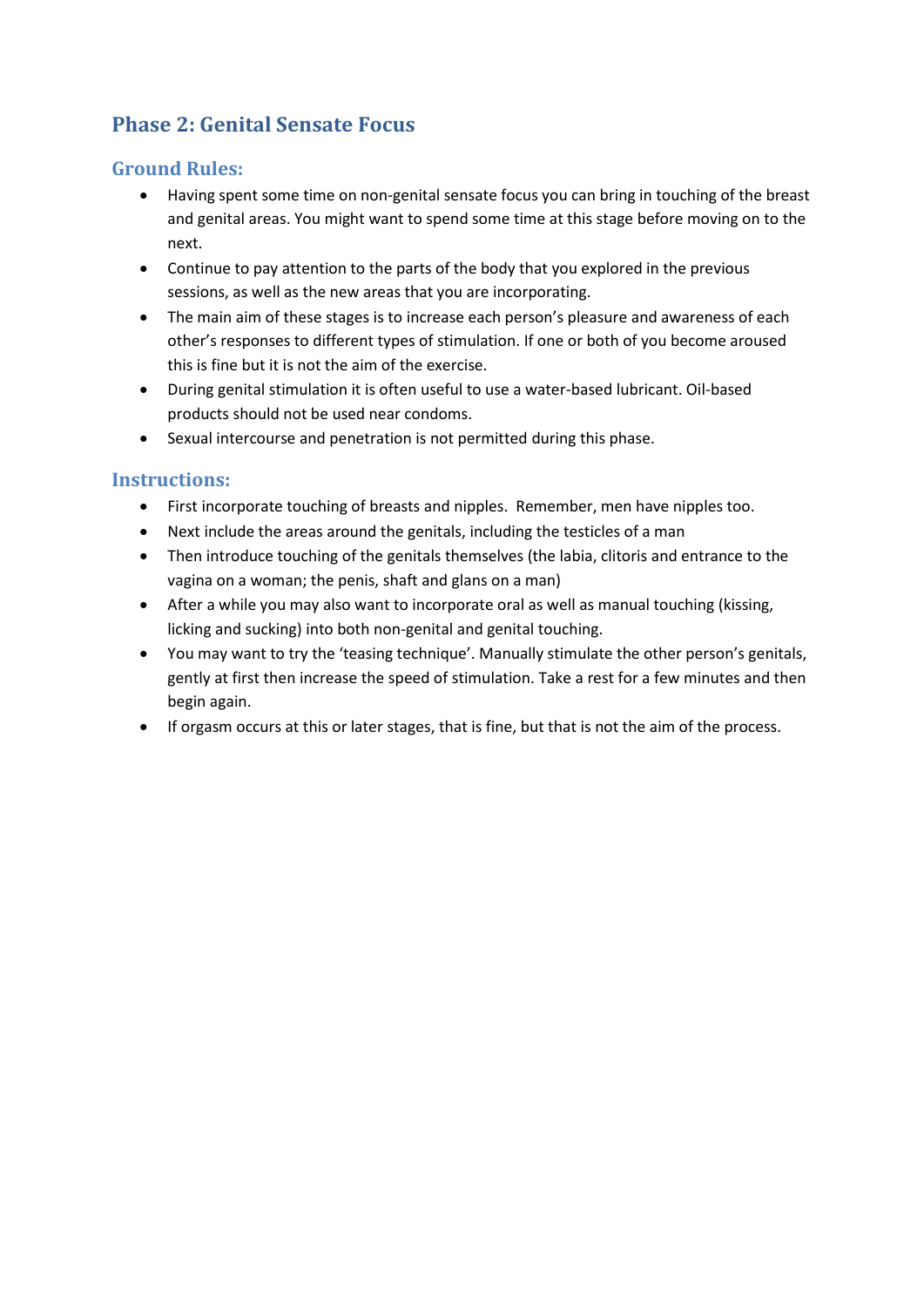## Phase 2: Genital Sensate Focus

### Ground Rules:

- Having spent some time on non-genital sensate focus you can bring in touching of the breast and genital areas. You might want to spend some time at this stage before moving on to the next.
- Continue to pay attention to the parts of the body that you explored in the previous sessions, as well as the new areas that you are incorporating.
- The main aim of these stages is to increase each person's pleasure and awareness of each other's responses to different types of stimulation. If one or both of you become aroused this is fine but it is not the aim of the exercise.
- During genital stimulation it is often useful to use a water-based lubricant. Oil-based products should not be used near condoms.
- Sexual intercourse and penetration is not permitted during this phase.

### Instructions:

- First incorporate touching of breasts and nipples. Remember, men have nipples too.
- Next include the areas around the genitals, including the testicles of a man
- Then introduce touching of the genitals themselves (the labia, clitoris and entrance to the vagina on a woman; the penis, shaft and glans on a man)
- After a while you may also want to incorporate oral as well as manual touching (kissing, licking and sucking) into both non-genital and genital touching.
- You may want to try the 'teasing technique'. Manually stimulate the other person's genitals, gently at first then increase the speed of stimulation. Take a rest for a few minutes and then begin again.
- If orgasm occurs at this or later stages, that is fine, but that is not the aim of the process.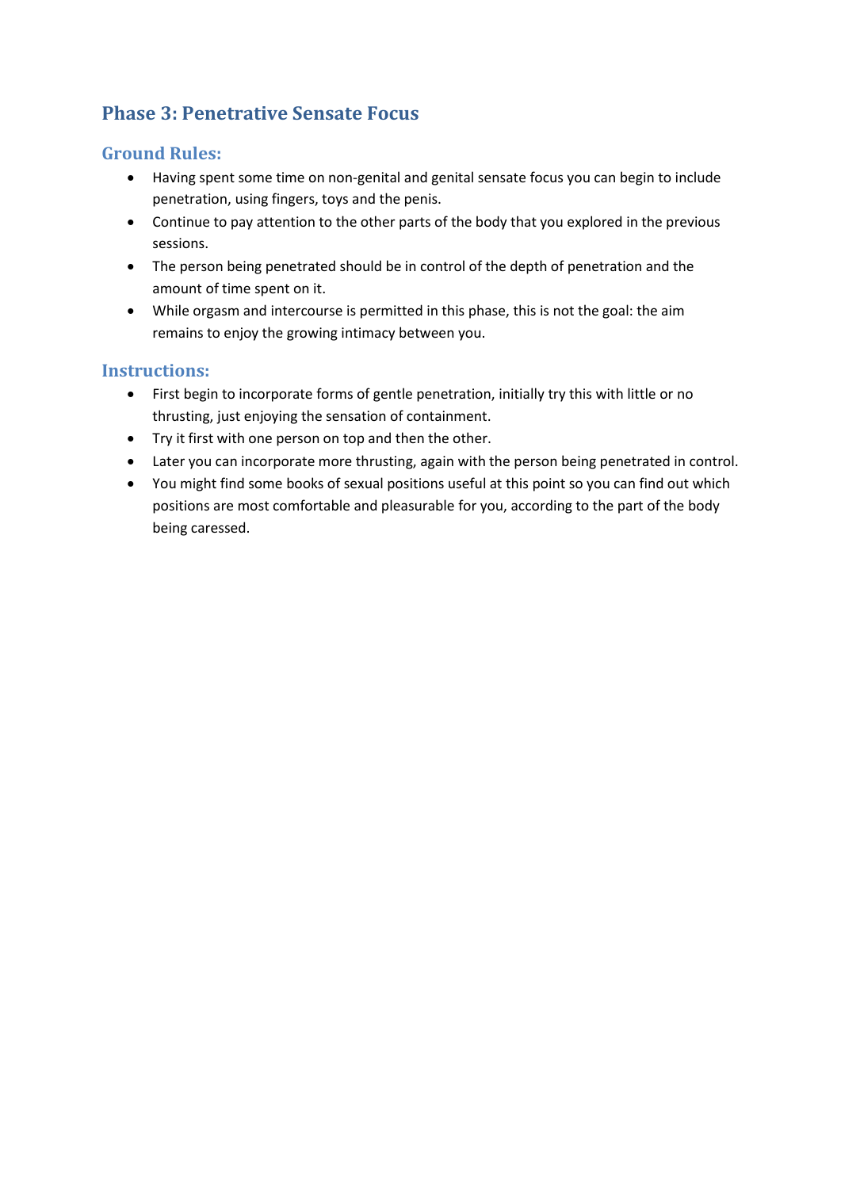## Phase 3: Penetrative Sensate Focus

### Ground Rules:

- Having spent some time on non-genital and genital sensate focus you can begin to include penetration, using fingers, toys and the penis.
- Continue to pay attention to the other parts of the body that you explored in the previous sessions.
- The person being penetrated should be in control of the depth of penetration and the amount of time spent on it.
- While orgasm and intercourse is permitted in this phase, this is not the goal: the aim remains to enjoy the growing intimacy between you.

### Instructions:

- First begin to incorporate forms of gentle penetration, initially try this with little or no thrusting, just enjoying the sensation of containment.
- Try it first with one person on top and then the other.
- Later you can incorporate more thrusting, again with the person being penetrated in control.
- You might find some books of sexual positions useful at this point so you can find out which positions are most comfortable and pleasurable for you, according to the part of the body being caressed.